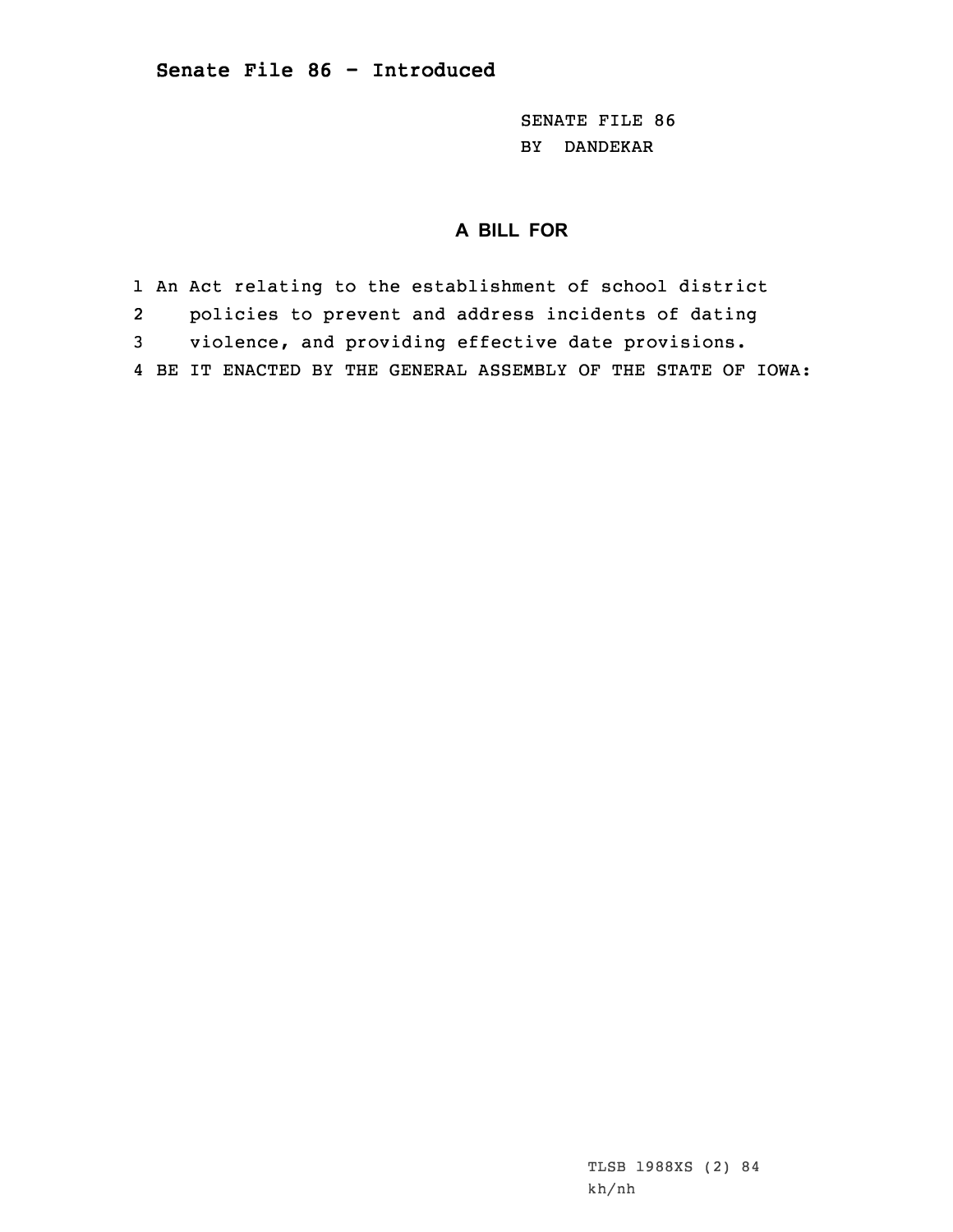# Senate File 86 - Introduced

SENATE FILE 86
BY DANDEKAR

## A BILL FOR

1 An Act relating to the establishment of school district
2 policies to prevent and address incidents of dating
3 violence, and providing effective date provisions.
4 BE IT ENACTED BY THE GENERAL ASSEMBLY OF THE STATE OF IOWA:

TLSB 1988XS (2) 84
kh/nh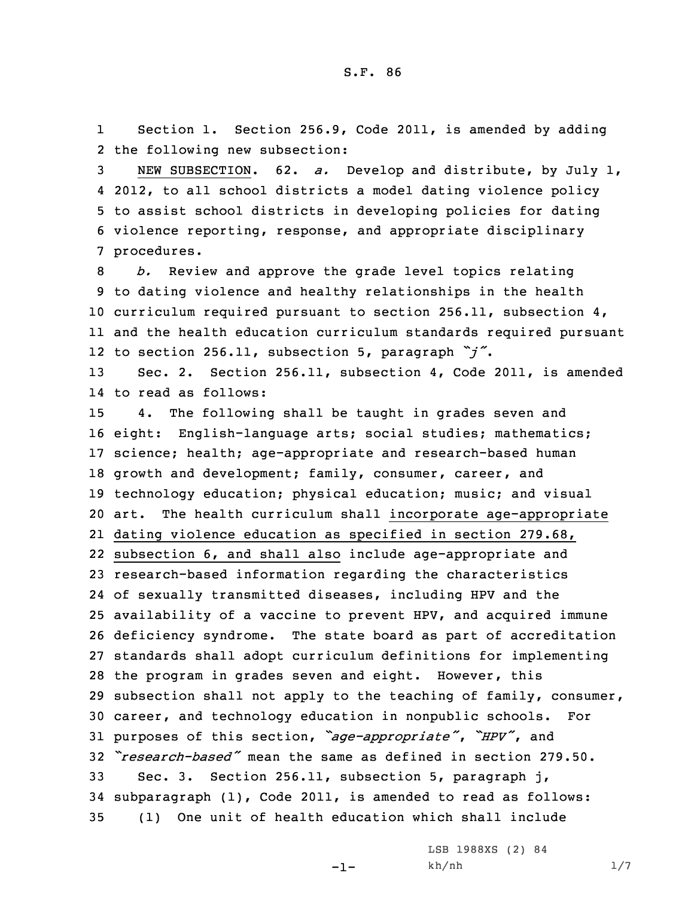Section 1. Section 256.9, Code 2011, is amended by adding the following new subsection:

NEW SUBSECTION. 62. *a.* Develop and distribute, by July 1, 2012, to all school districts a model dating violence policy to assist school districts in developing policies for dating violence reporting, response, and appropriate disciplinary procedures.

*b.* Review and approve the grade level topics relating to dating violence and healthy relationships in the health curriculum required pursuant to section 256.11, subsection 4, and the health education curriculum standards required pursuant to section 256.11, subsection 5, paragraph *"j"*.

Sec. 2. Section 256.11, subsection 4, Code 2011, is amended to read as follows:

4. The following shall be taught in grades seven and eight: English-language arts; social studies; mathematics; science; health; age-appropriate and research-based human growth and development; family, consumer, career, and technology education; physical education; music; and visual art. The health curriculum shall incorporate age-appropriate dating violence education as specified in section 279.68, subsection 6, and shall also include age-appropriate and research-based information regarding the characteristics of sexually transmitted diseases, including HPV and the availability of a vaccine to prevent HPV, and acquired immune deficiency syndrome. The state board as part of accreditation standards shall adopt curriculum definitions for implementing the program in grades seven and eight. However, this subsection shall not apply to the teaching of family, consumer, career, and technology education in nonpublic schools. For purposes of this section, *"age-appropriate"*, *"HPV"*, and *"research-based"* mean the same as defined in section 279.50.

Sec. 3. Section 256.11, subsection 5, paragraph j, subparagraph (1), Code 2011, is amended to read as follows:

(1) One unit of health education which shall include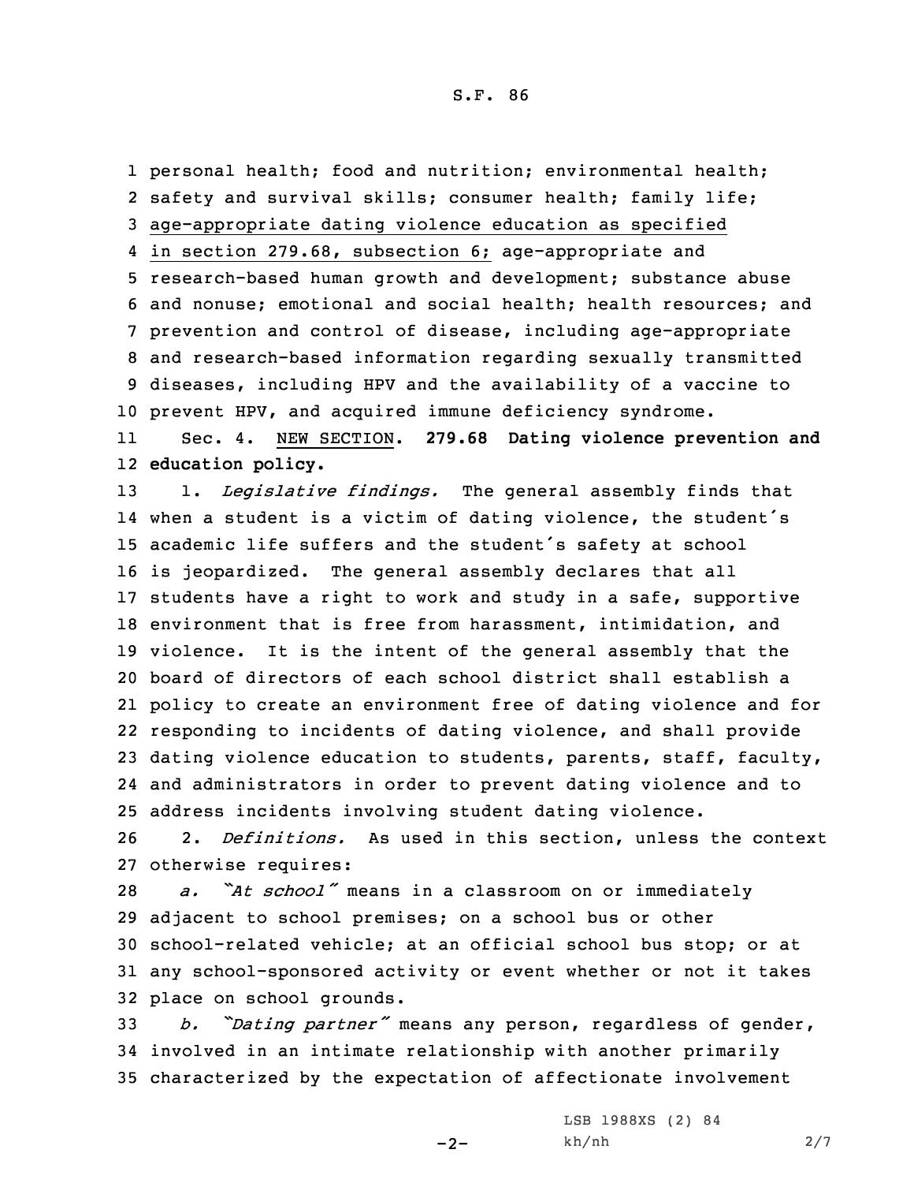personal health; food and nutrition; environmental health; safety and survival skills; consumer health; family life; age-appropriate dating violence education as specified in section 279.68, subsection 6; age-appropriate and research-based human growth and development; substance abuse and nonuse; emotional and social health; health resources; and prevention and control of disease, including age-appropriate and research-based information regarding sexually transmitted diseases, including HPV and the availability of a vaccine to prevent HPV, and acquired immune deficiency syndrome.

Sec. 4. NEW SECTION. **279.68 Dating violence prevention and education policy.**

1. *Legislative findings.* The general assembly finds that when a student is a victim of dating violence, the student's academic life suffers and the student's safety at school is jeopardized. The general assembly declares that all students have a right to work and study in a safe, supportive environment that is free from harassment, intimidation, and violence. It is the intent of the general assembly that the board of directors of each school district shall establish a policy to create an environment free of dating violence and for responding to incidents of dating violence, and shall provide dating violence education to students, parents, staff, faculty, and administrators in order to prevent dating violence and to address incidents involving student dating violence.

2. *Definitions.* As used in this section, unless the context otherwise requires:

*a. "At school"* means in a classroom on or immediately adjacent to school premises; on a school bus or other school-related vehicle; at an official school bus stop; or at any school-sponsored activity or event whether or not it takes place on school grounds.

*b. "Dating partner"* means any person, regardless of gender, involved in an intimate relationship with another primarily characterized by the expectation of affectionate involvement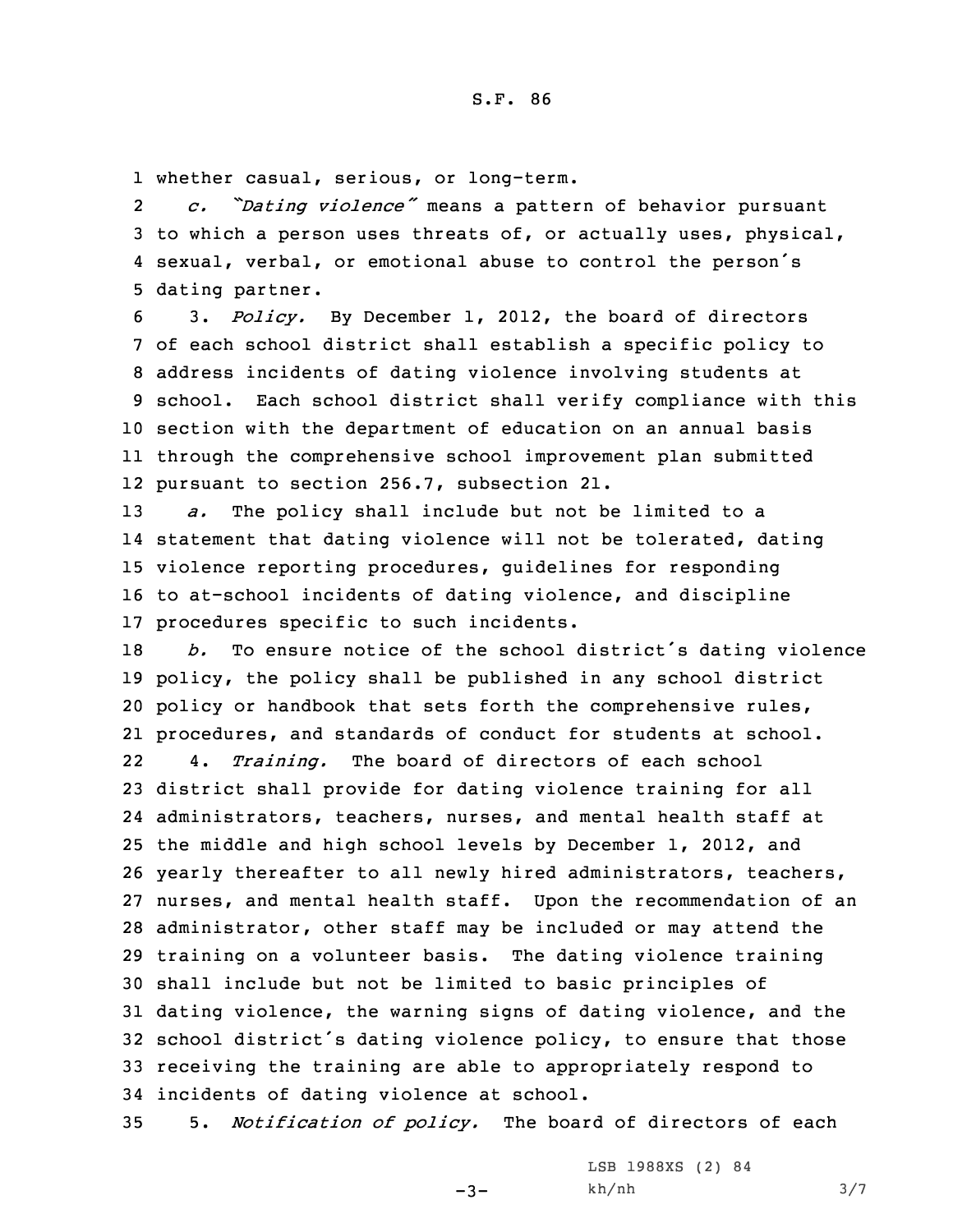whether casual, serious, or long-term.

*c.* *"Dating violence"* means a pattern of behavior pursuant to which a person uses threats of, or actually uses, physical, sexual, verbal, or emotional abuse to control the person's dating partner.

3. *Policy.* By December 1, 2012, the board of directors of each school district shall establish a specific policy to address incidents of dating violence involving students at school. Each school district shall verify compliance with this section with the department of education on an annual basis through the comprehensive school improvement plan submitted pursuant to section 256.7, subsection 21.

*a.* The policy shall include but not be limited to a statement that dating violence will not be tolerated, dating violence reporting procedures, guidelines for responding to at-school incidents of dating violence, and discipline procedures specific to such incidents.

*b.* To ensure notice of the school district's dating violence policy, the policy shall be published in any school district policy or handbook that sets forth the comprehensive rules, procedures, and standards of conduct for students at school.

4. *Training.* The board of directors of each school district shall provide for dating violence training for all administrators, teachers, nurses, and mental health staff at the middle and high school levels by December 1, 2012, and yearly thereafter to all newly hired administrators, teachers, nurses, and mental health staff. Upon the recommendation of an administrator, other staff may be included or may attend the training on a volunteer basis. The dating violence training shall include but not be limited to basic principles of dating violence, the warning signs of dating violence, and the school district's dating violence policy, to ensure that those receiving the training are able to appropriately respond to incidents of dating violence at school.

5. *Notification of policy.* The board of directors of each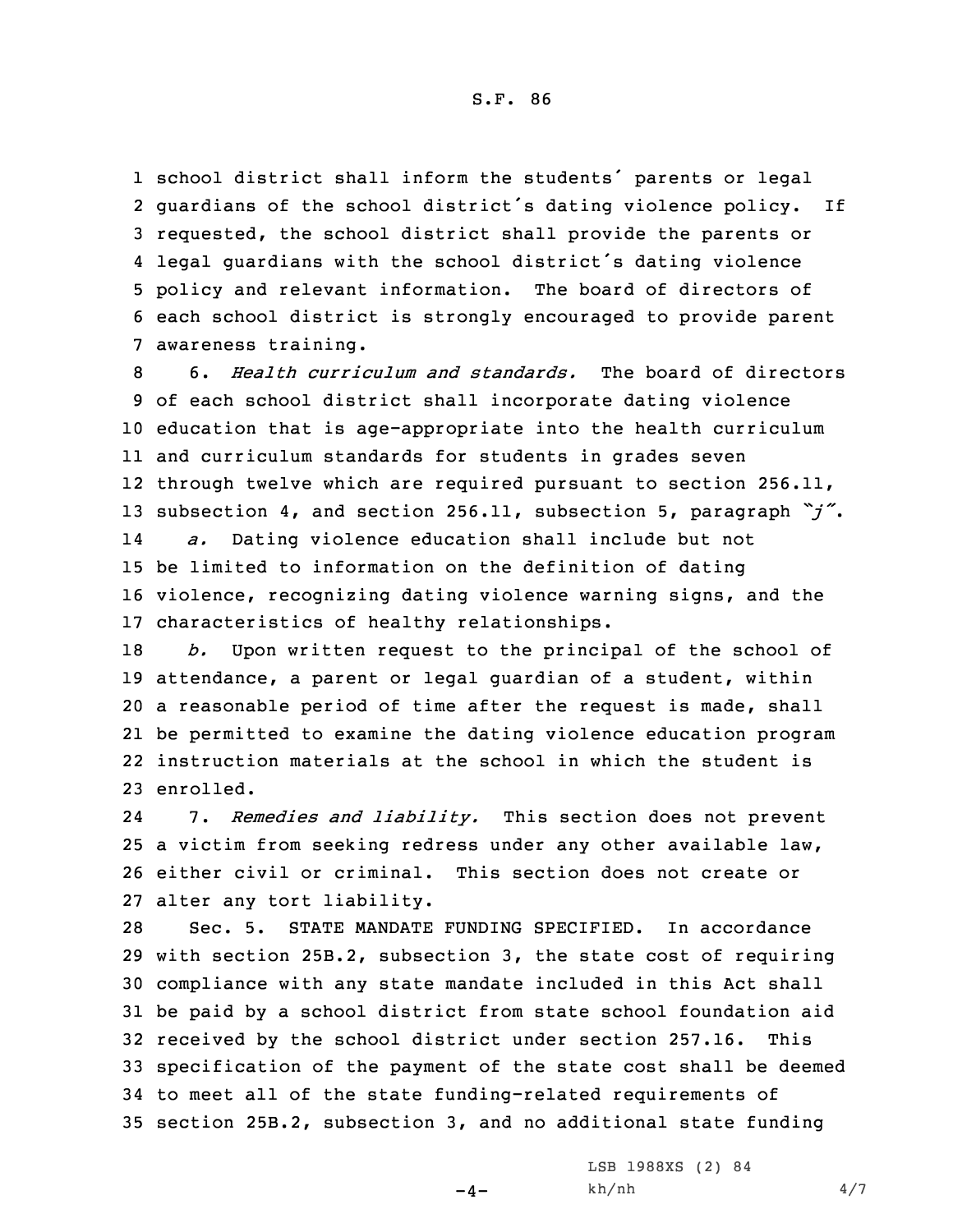school district shall inform the students' parents or legal guardians of the school district's dating violence policy. If requested, the school district shall provide the parents or legal guardians with the school district's dating violence policy and relevant information. The board of directors of each school district is strongly encouraged to provide parent awareness training.

6. *Health curriculum and standards.* The board of directors of each school district shall incorporate dating violence education that is age-appropriate into the health curriculum and curriculum standards for students in grades seven through twelve which are required pursuant to section 256.11, subsection 4, and section 256.11, subsection 5, paragraph *"j"*.

*a.* Dating violence education shall include but not be limited to information on the definition of dating violence, recognizing dating violence warning signs, and the characteristics of healthy relationships.

*b.* Upon written request to the principal of the school of attendance, a parent or legal guardian of a student, within a reasonable period of time after the request is made, shall be permitted to examine the dating violence education program instruction materials at the school in which the student is enrolled.

7. *Remedies and liability.* This section does not prevent a victim from seeking redress under any other available law, either civil or criminal. This section does not create or alter any tort liability.

Sec. 5. STATE MANDATE FUNDING SPECIFIED. In accordance with section 25B.2, subsection 3, the state cost of requiring compliance with any state mandate included in this Act shall be paid by a school district from state school foundation aid received by the school district under section 257.16. This specification of the payment of the state cost shall be deemed to meet all of the state funding-related requirements of section 25B.2, subsection 3, and no additional state funding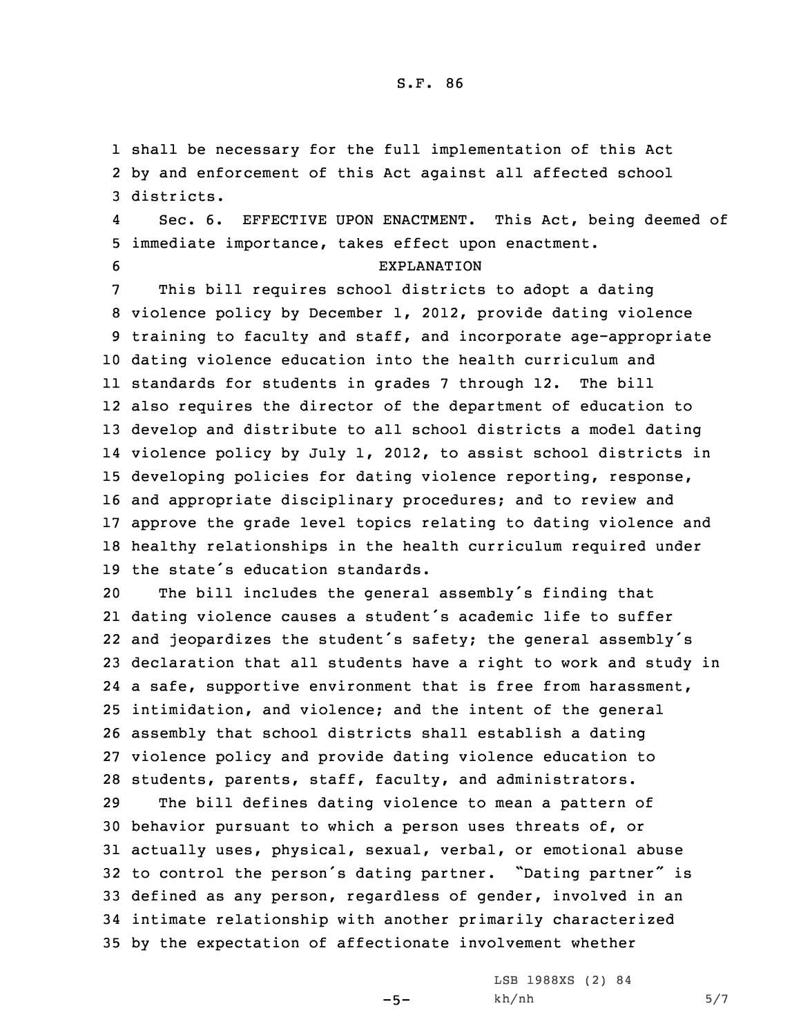shall be necessary for the full implementation of this Act by and enforcement of this Act against all affected school districts.

Sec. 6. EFFECTIVE UPON ENACTMENT. This Act, being deemed of immediate importance, takes effect upon enactment.

EXPLANATION

This bill requires school districts to adopt a dating violence policy by December 1, 2012, provide dating violence training to faculty and staff, and incorporate age-appropriate dating violence education into the health curriculum and standards for students in grades 7 through 12. The bill also requires the director of the department of education to develop and distribute to all school districts a model dating violence policy by July 1, 2012, to assist school districts in developing policies for dating violence reporting, response, and appropriate disciplinary procedures; and to review and approve the grade level topics relating to dating violence and healthy relationships in the health curriculum required under the state's education standards.

The bill includes the general assembly's finding that dating violence causes a student's academic life to suffer and jeopardizes the student's safety; the general assembly's declaration that all students have a right to work and study in a safe, supportive environment that is free from harassment, intimidation, and violence; and the intent of the general assembly that school districts shall establish a dating violence policy and provide dating violence education to students, parents, staff, faculty, and administrators.

The bill defines dating violence to mean a pattern of behavior pursuant to which a person uses threats of, or actually uses, physical, sexual, verbal, or emotional abuse to control the person's dating partner. "Dating partner" is defined as any person, regardless of gender, involved in an intimate relationship with another primarily characterized by the expectation of affectionate involvement whether

LSB 1988XS (2) 84
kh/nh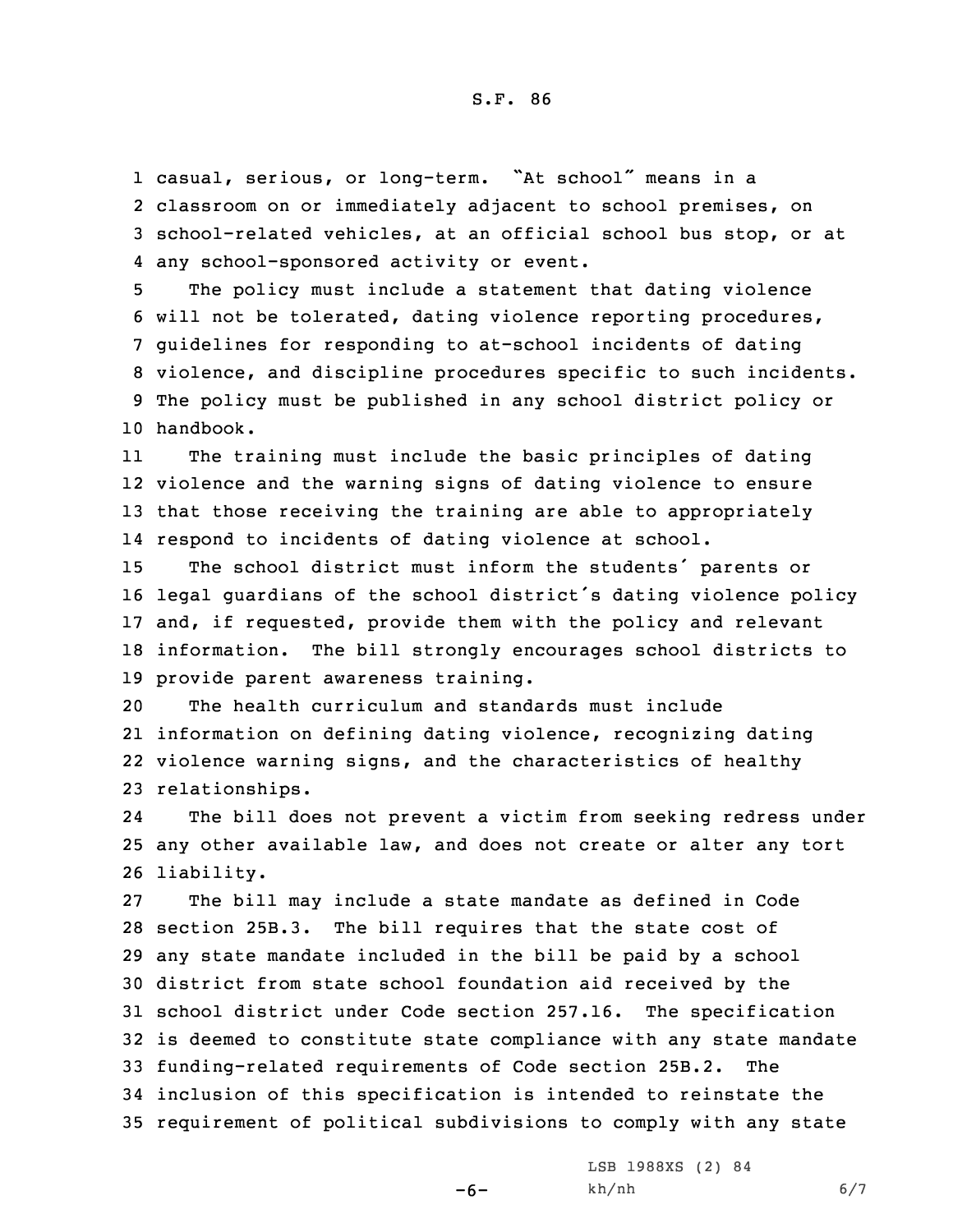casual, serious, or long-term. "At school" means in a classroom on or immediately adjacent to school premises, on school-related vehicles, at an official school bus stop, or at any school-sponsored activity or event.

The policy must include a statement that dating violence will not be tolerated, dating violence reporting procedures, guidelines for responding to at-school incidents of dating violence, and discipline procedures specific to such incidents. The policy must be published in any school district policy or handbook.

The training must include the basic principles of dating violence and the warning signs of dating violence to ensure that those receiving the training are able to appropriately respond to incidents of dating violence at school.

The school district must inform the students' parents or legal guardians of the school district's dating violence policy and, if requested, provide them with the policy and relevant information. The bill strongly encourages school districts to provide parent awareness training.

The health curriculum and standards must include information on defining dating violence, recognizing dating violence warning signs, and the characteristics of healthy relationships.

The bill does not prevent a victim from seeking redress under any other available law, and does not create or alter any tort liability.

The bill may include a state mandate as defined in Code section 25B.3. The bill requires that the state cost of any state mandate included in the bill be paid by a school district from state school foundation aid received by the school district under Code section 257.16. The specification is deemed to constitute state compliance with any state mandate funding-related requirements of Code section 25B.2. The inclusion of this specification is intended to reinstate the requirement of political subdivisions to comply with any state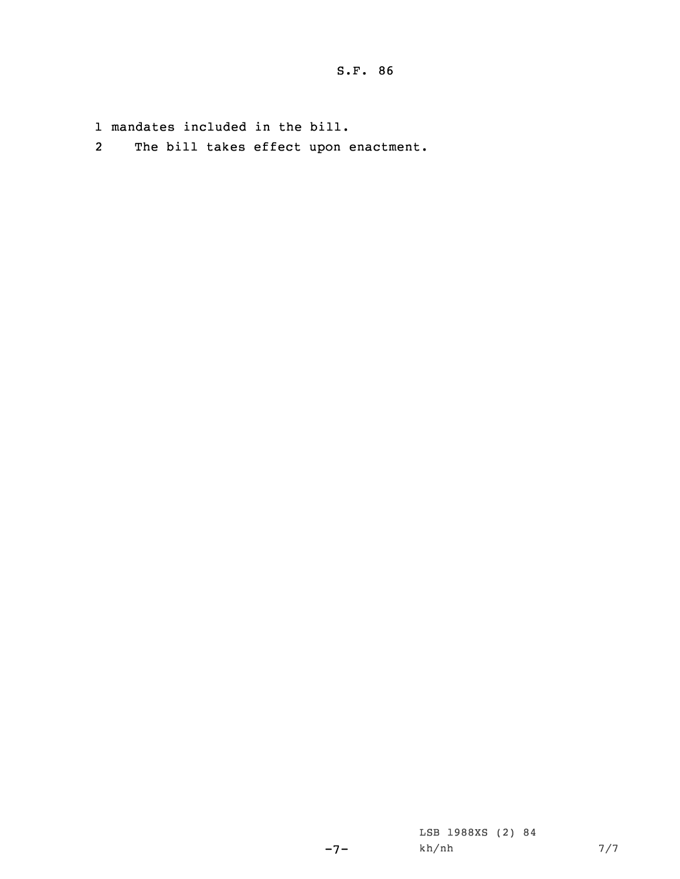mandates included in the bill.

The bill takes effect upon enactment.